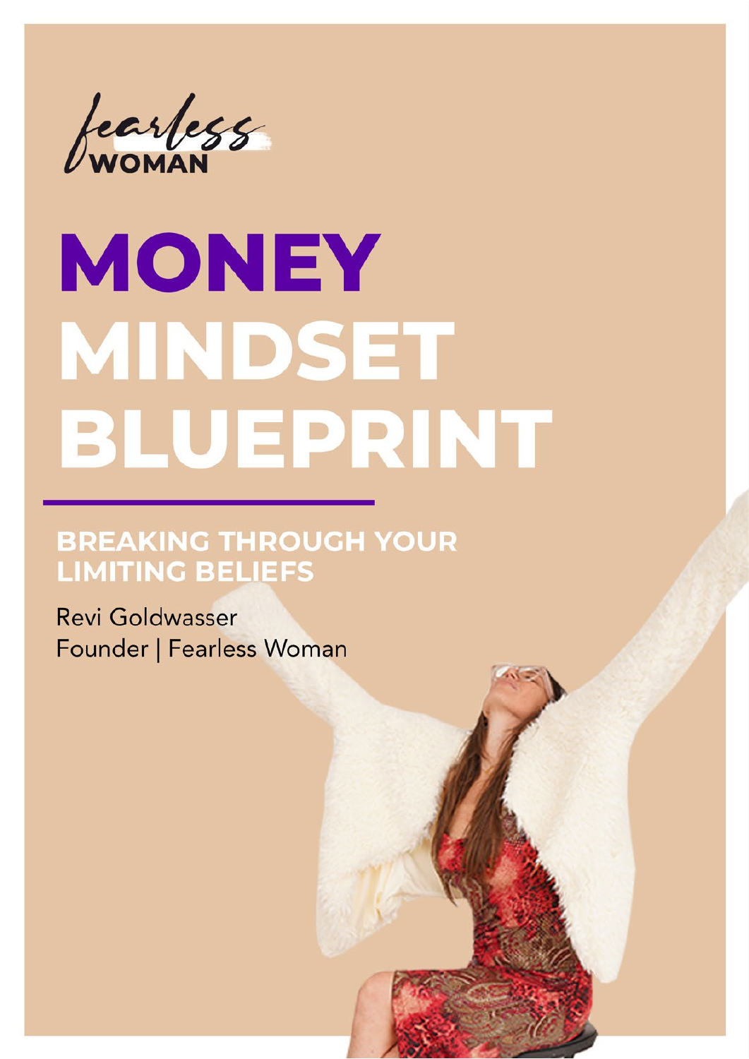fearless WOMAN

# MONEY MINDSET BLUEPRINT

## BREAKING THROUGH YOUR LIMITING BELIEFS

Revi Goldwasser
Founder | Fearless Woman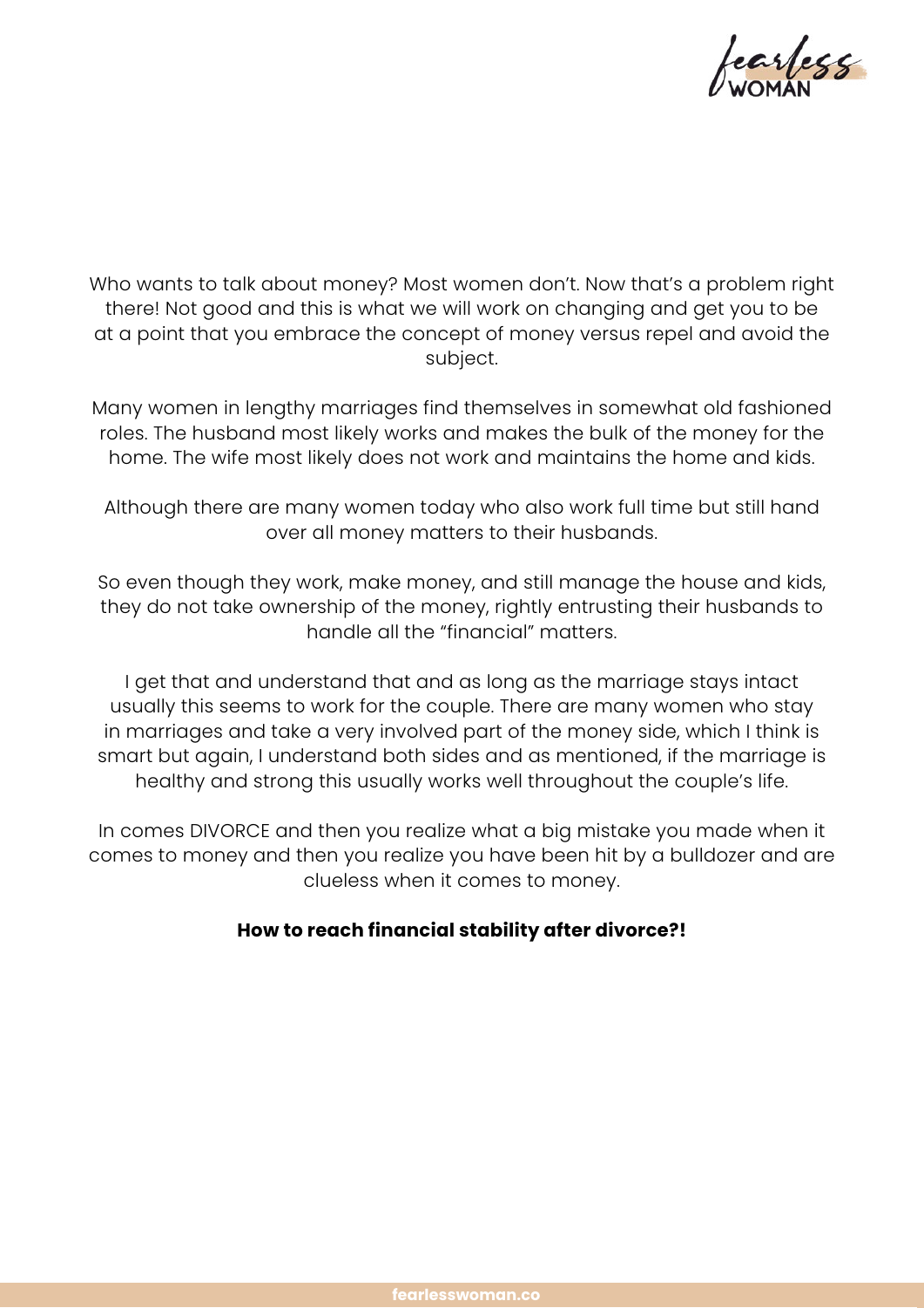Who wants to talk about money? Most women don't. Now that's a problem right there! Not good and this is what we will work on changing and get you to be at a point that you embrace the concept of money versus repel and avoid the subject.

Many women in lengthy marriages find themselves in somewhat old fashioned roles. The husband most likely works and makes the bulk of the money for the home. The wife most likely does not work and maintains the home and kids.

Although there are many women today who also work full time but still hand over all money matters to their husbands.

So even though they work, make money, and still manage the house and kids, they do not take ownership of the money, rightly entrusting their husbands to handle all the "financial" matters.

I get that and understand that and as long as the marriage stays intact usually this seems to work for the couple. There are many women who stay in marriages and take a very involved part of the money side, which I think is smart but again, I understand both sides and as mentioned, if the marriage is healthy and strong this usually works well throughout the couple's life.

In comes DIVORCE and then you realize what a big mistake you made when it comes to money and then you realize you have been hit by a bulldozer and are clueless when it comes to money.

**How to reach financial stability after divorce?!**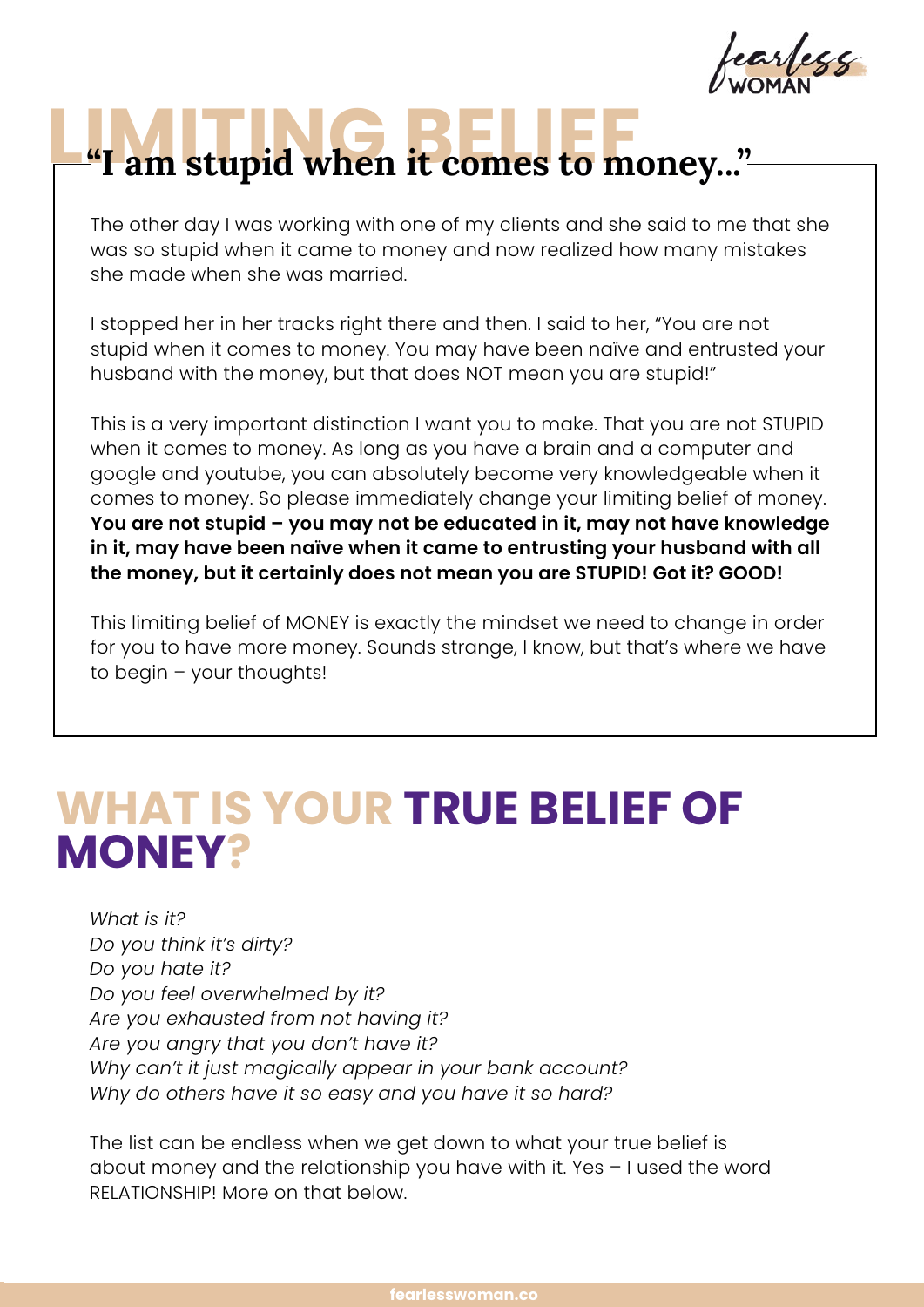# LIMITING BELIEF

## "I am stupid when it comes to money..."

The other day I was working with one of my clients and she said to me that she was so stupid when it came to money and now realized how many mistakes she made when she was married.

I stopped her in her tracks right there and then. I said to her, "You are not stupid when it comes to money. You may have been naïve and entrusted your husband with the money, but that does NOT mean you are stupid!"

This is a very important distinction I want you to make. That you are not STUPID when it comes to money. As long as you have a brain and a computer and google and youtube, you can absolutely become very knowledgeable when it comes to money. So please immediately change your limiting belief of money. **You are not stupid – you may not be educated in it, may not have knowledge in it, may have been naïve when it came to entrusting your husband with all the money, but it certainly does not mean you are STUPID! Got it? GOOD!**

This limiting belief of MONEY is exactly the mindset we need to change in order for you to have more money. Sounds strange, I know, but that's where we have to begin – your thoughts!

# WHAT IS YOUR TRUE BELIEF OF MONEY?

*What is it?*
*Do you think it's dirty?*
*Do you hate it?*
*Do you feel overwhelmed by it?*
*Are you exhausted from not having it?*
*Are you angry that you don't have it?*
*Why can't it just magically appear in your bank account?*
*Why do others have it so easy and you have it so hard?*

The list can be endless when we get down to what your true belief is about money and the relationship you have with it. Yes – I used the word RELATIONSHIP! More on that below.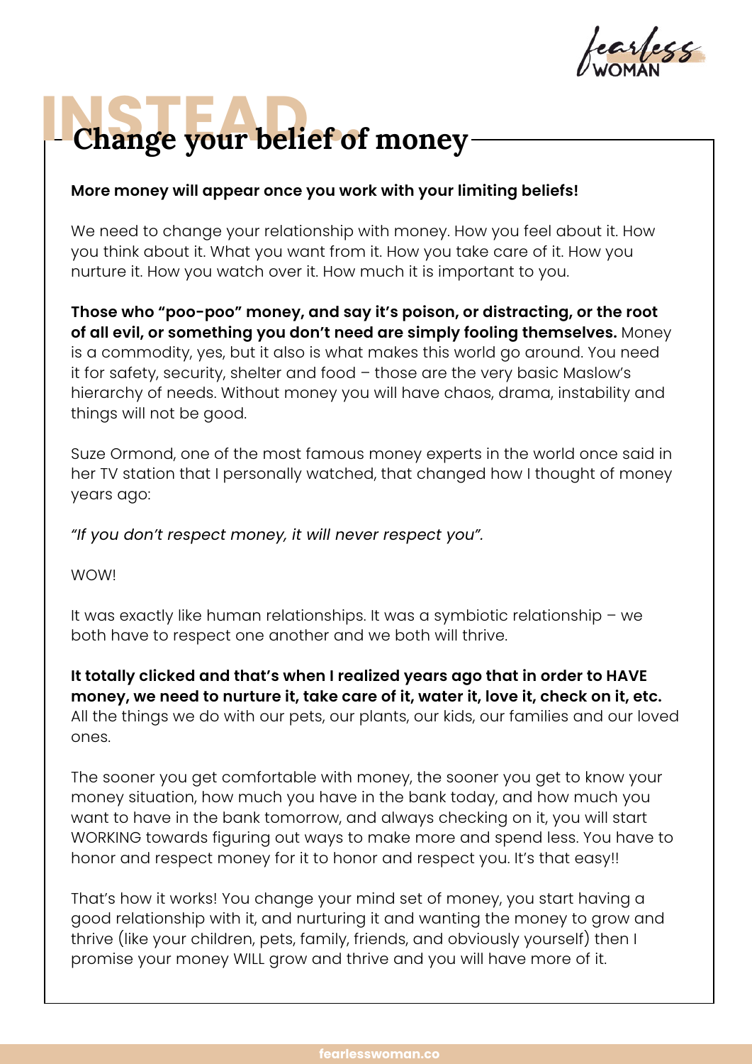# INSTEAD... Change your belief of money

**More money will appear once you work with your limiting beliefs!**

We need to change your relationship with money. How you feel about it. How you think about it. What you want from it. How you take care of it. How you nurture it. How you watch over it. How much it is important to you.

**Those who "poo-poo" money, and say it's poison, or distracting, or the root of all evil, or something you don't need are simply fooling themselves.** Money is a commodity, yes, but it also is what makes this world go around. You need it for safety, security, shelter and food – those are the very basic Maslow's hierarchy of needs. Without money you will have chaos, drama, instability and things will not be good.

Suze Ormond, one of the most famous money experts in the world once said in her TV station that I personally watched, that changed how I thought of money years ago:

*"If you don't respect money, it will never respect you".*

WOW!

It was exactly like human relationships. It was a symbiotic relationship – we both have to respect one another and we both will thrive.

**It totally clicked and that's when I realized years ago that in order to HAVE money, we need to nurture it, take care of it, water it, love it, check on it, etc.** All the things we do with our pets, our plants, our kids, our families and our loved ones.

The sooner you get comfortable with money, the sooner you get to know your money situation, how much you have in the bank today, and how much you want to have in the bank tomorrow, and always checking on it, you will start WORKING towards figuring out ways to make more and spend less. You have to honor and respect money for it to honor and respect you. It's that easy!!

That's how it works! You change your mind set of money, you start having a good relationship with it, and nurturing it and wanting the money to grow and thrive (like your children, pets, family, friends, and obviously yourself) then I promise your money WILL grow and thrive and you will have more of it.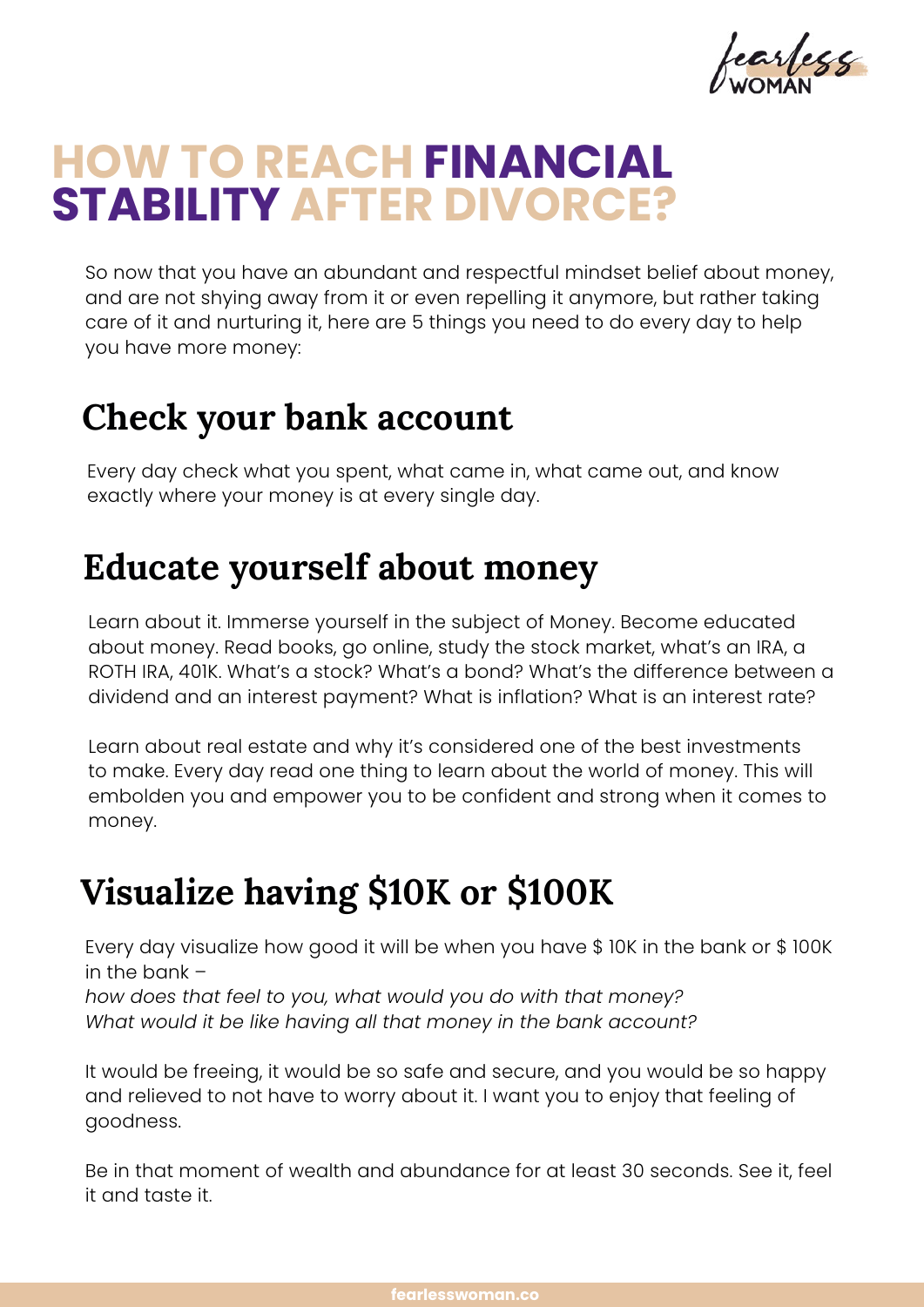# HOW TO REACH FINANCIAL STABILITY AFTER DIVORCE?

So now that you have an abundant and respectful mindset belief about money, and are not shying away from it or even repelling it anymore, but rather taking care of it and nurturing it, here are 5 things you need to do every day to help you have more money:

## Check your bank account

Every day check what you spent, what came in, what came out, and know exactly where your money is at every single day.

## Educate yourself about money

Learn about it. Immerse yourself in the subject of Money. Become educated about money. Read books, go online, study the stock market, what's an IRA, a ROTH IRA, 401K. What's a stock? What's a bond? What's the difference between a dividend and an interest payment? What is inflation? What is an interest rate?

Learn about real estate and why it's considered one of the best investments to make. Every day read one thing to learn about the world of money. This will embolden you and empower you to be confident and strong when it comes to money.

## Visualize having $10K or $100K

Every day visualize how good it will be when you have $ 10K in the bank or $ 100K in the bank –
*how does that feel to you, what would you do with that money?*
*What would it be like having all that money in the bank account?*

It would be freeing, it would be so safe and secure, and you would be so happy and relieved to not have to worry about it. I want you to enjoy that feeling of goodness.

Be in that moment of wealth and abundance for at least 30 seconds. See it, feel it and taste it.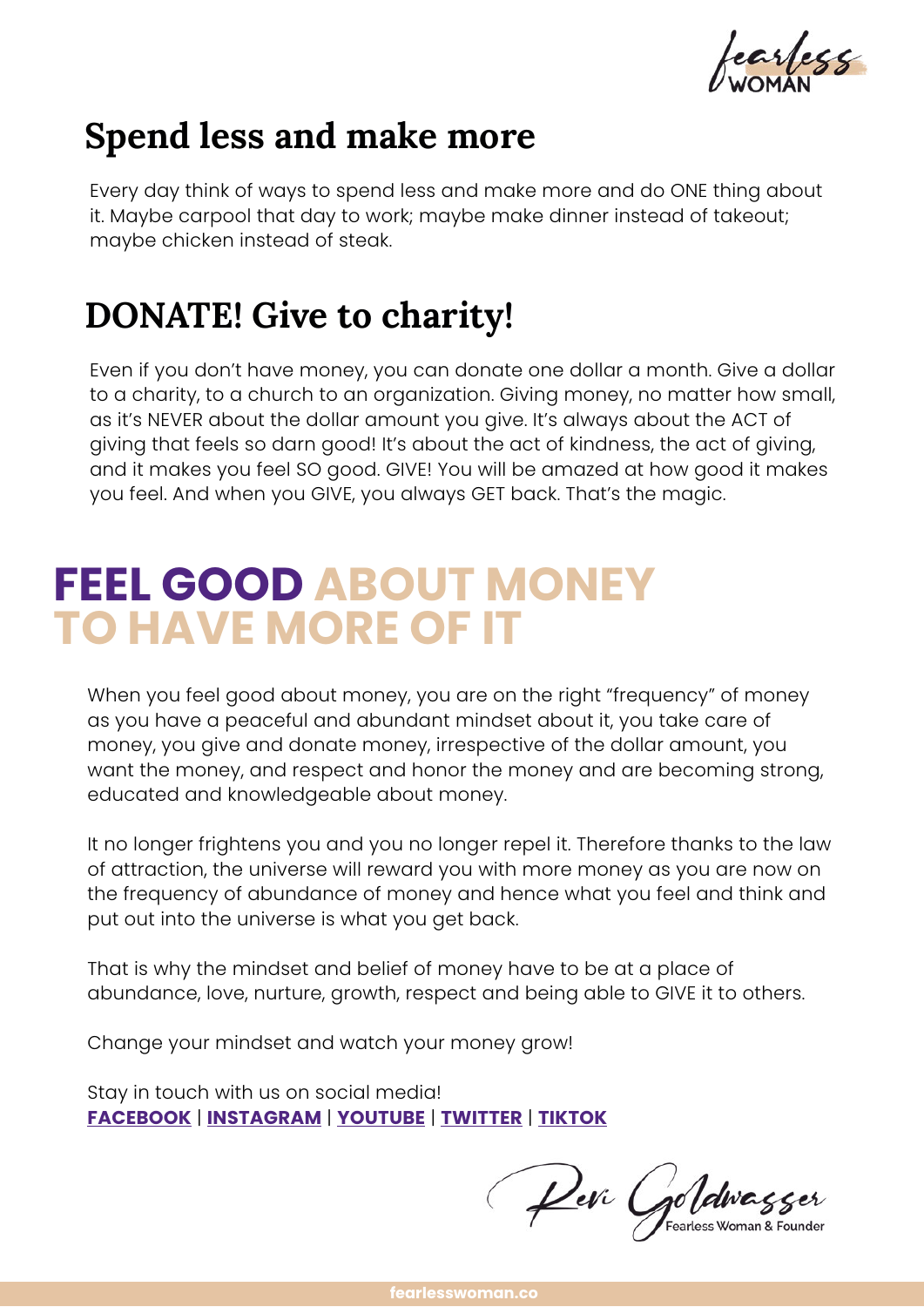## Spend less and make more

Every day think of ways to spend less and make more and do ONE thing about it. Maybe carpool that day to work; maybe make dinner instead of takeout; maybe chicken instead of steak.

## DONATE! Give to charity!

Even if you don't have money, you can donate one dollar a month. Give a dollar to a charity, to a church to an organization. Giving money, no matter how small, as it's NEVER about the dollar amount you give. It's always about the ACT of giving that feels so darn good! It's about the act of kindness, the act of giving, and it makes you feel SO good. GIVE! You will be amazed at how good it makes you feel. And when you GIVE, you always GET back. That's the magic.

# FEEL GOOD ABOUT MONEY TO HAVE MORE OF IT

When you feel good about money, you are on the right "frequency" of money as you have a peaceful and abundant mindset about it, you take care of money, you give and donate money, irrespective of the dollar amount, you want the money, and respect and honor the money and are becoming strong, educated and knowledgeable about money.

It no longer frightens you and you no longer repel it. Therefore thanks to the law of attraction, the universe will reward you with more money as you are now on the frequency of abundance of money and hence what you feel and think and put out into the universe is what you get back.

That is why the mindset and belief of money have to be at a place of abundance, love, nurture, growth, respect and being able to GIVE it to others.

Change your mindset and watch your money grow!

Stay in touch with us on social media!
**FACEBOOK** | **INSTAGRAM** | **YOUTUBE** | **TWITTER** | **TIKTOK**

Revi Goldwasser
Fearless Woman & Founder